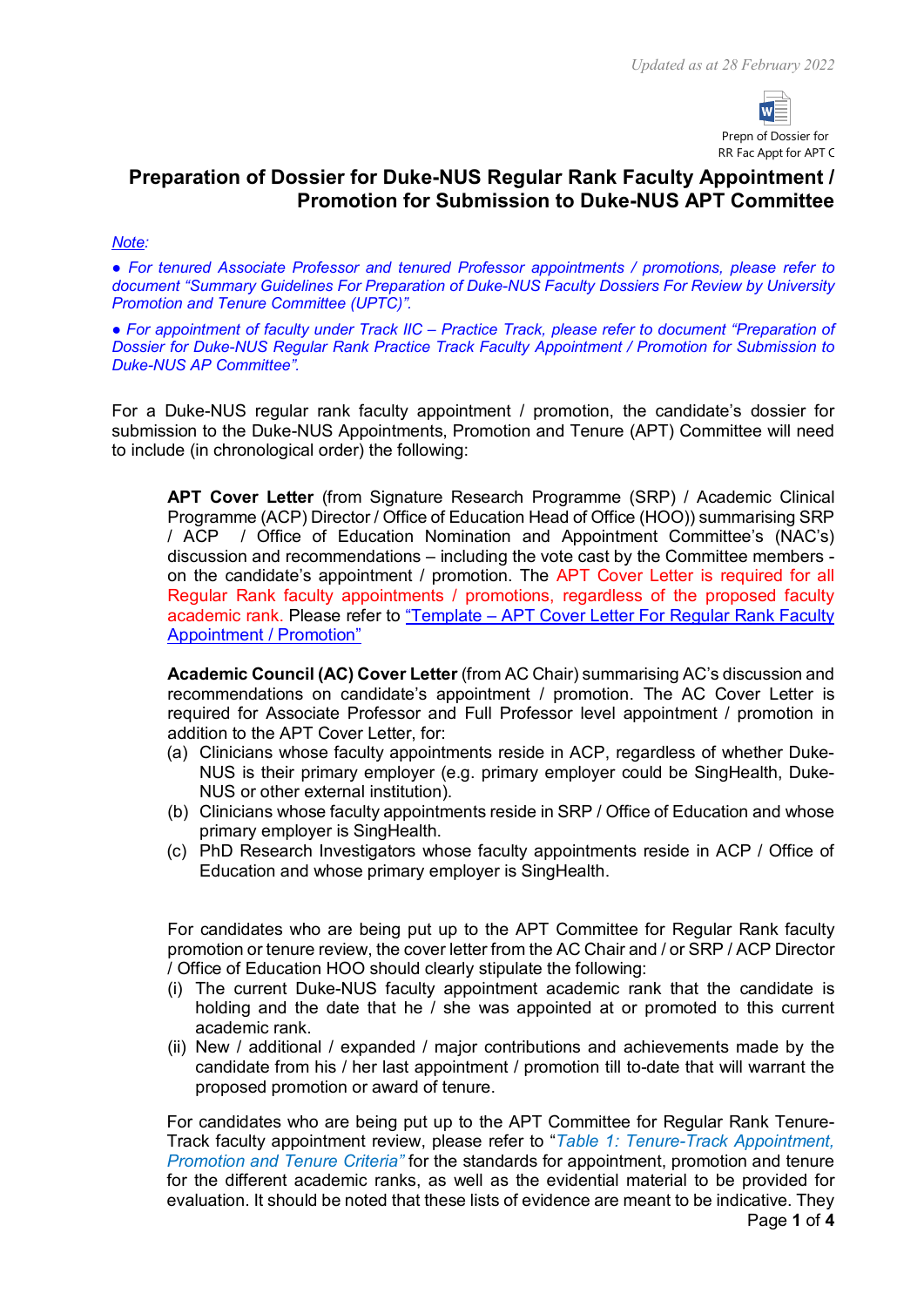Updated as at 28 February 2022

Prepn of Dossier for RR Fac Appt for APT C

# Preparation of Dossier for Duke-NUS Regular Rank Faculty Appointment / Promotion for Submission to Duke-NUS APT Committee

*Note:*

*● For tenured Associate Professor and tenured Professor appointments / promotions, please refer to document "Summary Guidelines For Preparation of Duke-NUS Faculty Dossiers For Review by University Promotion and Tenure Committee (UPTC)".*

*● For appointment of faculty under Track IIC – Practice Track, please refer to document "Preparation of Dossier for Duke-NUS Regular Rank Practice Track Faculty Appointment / Promotion for Submission to Duke-NUS AP Committee".*

For a Duke-NUS regular rank faculty appointment / promotion, the candidate's dossier for submission to the Duke-NUS Appointments, Promotion and Tenure (APT) Committee will need to include (in chronological order) the following:

**APT Cover Letter** (from Signature Research Programme (SRP) / Academic Clinical Programme (ACP) Director / Office of Education Head of Office (HOO)) summarising SRP / ACP / Office of Education Nomination and Appointment Committee's (NAC's) discussion and recommendations – including the vote cast by the Committee members - on the candidate's appointment / promotion. The APT Cover Letter is required for all Regular Rank faculty appointments / promotions, regardless of the proposed faculty academic rank. Please refer to "Template – APT Cover Letter For Regular Rank Faculty Appointment / Promotion"

**Academic Council (AC) Cover Letter** (from AC Chair) summarising AC's discussion and recommendations on candidate's appointment / promotion. The AC Cover Letter is required for Associate Professor and Full Professor level appointment / promotion in addition to the APT Cover Letter, for:

(a) Clinicians whose faculty appointments reside in ACP, regardless of whether Duke-NUS is their primary employer (e.g. primary employer could be SingHealth, Duke-NUS or other external institution).
(b) Clinicians whose faculty appointments reside in SRP / Office of Education and whose primary employer is SingHealth.
(c) PhD Research Investigators whose faculty appointments reside in ACP / Office of Education and whose primary employer is SingHealth.

For candidates who are being put up to the APT Committee for Regular Rank faculty promotion or tenure review, the cover letter from the AC Chair and / or SRP / ACP Director / Office of Education HOO should clearly stipulate the following:

(i) The current Duke-NUS faculty appointment academic rank that the candidate is holding and the date that he / she was appointed at or promoted to this current academic rank.
(ii) New / additional / expanded / major contributions and achievements made by the candidate from his / her last appointment / promotion till to-date that will warrant the proposed promotion or award of tenure.

For candidates who are being put up to the APT Committee for Regular Rank Tenure-Track faculty appointment review, please refer to "*Table 1: Tenure-Track Appointment, Promotion and Tenure Criteria*" for the standards for appointment, promotion and tenure for the different academic ranks, as well as the evidential material to be provided for evaluation. It should be noted that these lists of evidence are meant to be indicative. They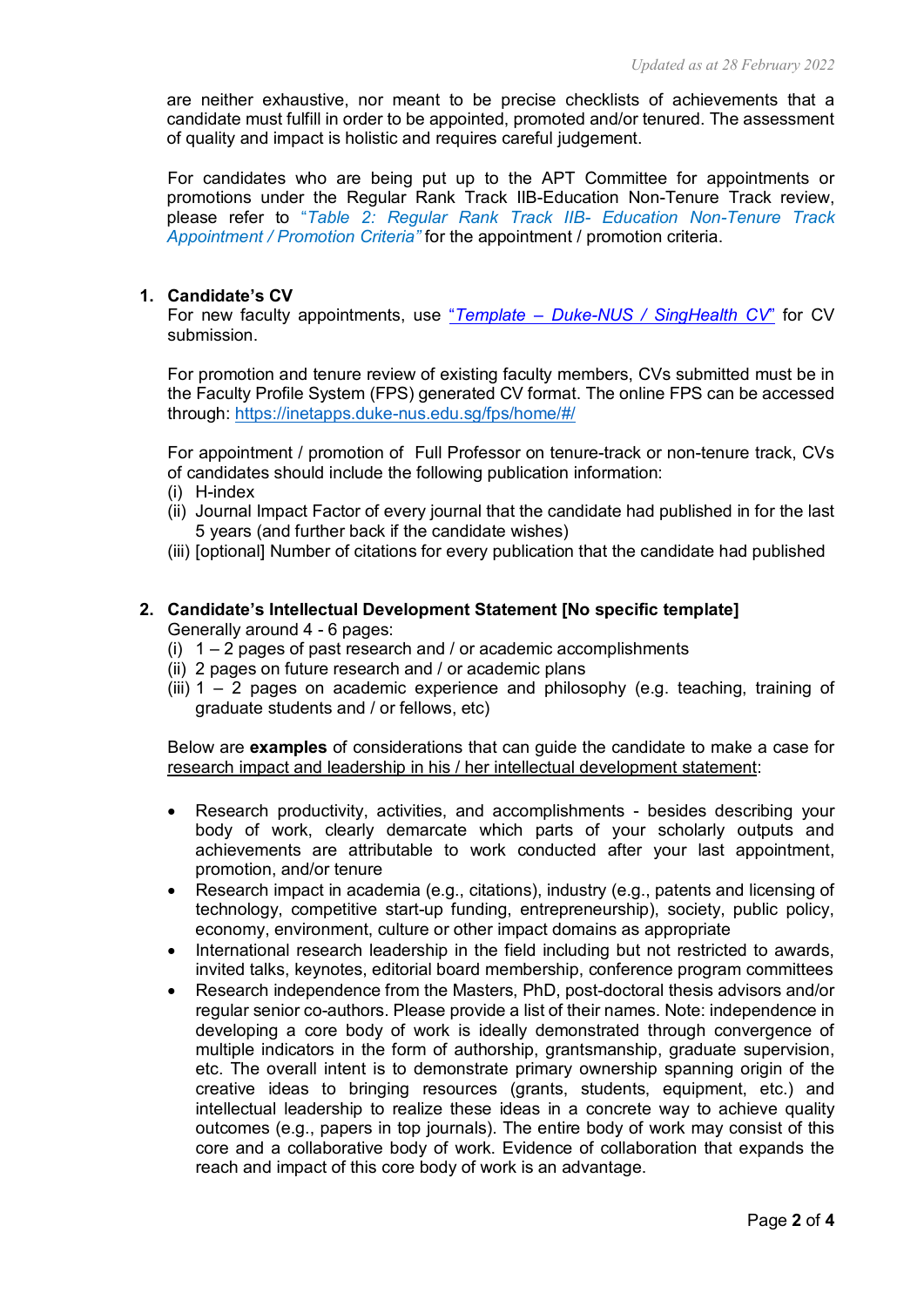are neither exhaustive, nor meant to be precise checklists of achievements that a candidate must fulfill in order to be appointed, promoted and/or tenured. The assessment of quality and impact is holistic and requires careful judgement.

For candidates who are being put up to the APT Committee for appointments or promotions under the Regular Rank Track IIB-Education Non-Tenure Track review, please refer to *"Table 2: Regular Rank Track IIB- Education Non-Tenure Track Appointment / Promotion Criteria"* for the appointment / promotion criteria.

## 1. Candidate's CV

For new faculty appointments, use "*Template – Duke-NUS / SingHealth CV*" for CV submission.

For promotion and tenure review of existing faculty members, CVs submitted must be in the Faculty Profile System (FPS) generated CV format. The online FPS can be accessed through: https://inetapps.duke-nus.edu.sg/fps/home/#/

For appointment / promotion of Full Professor on tenure-track or non-tenure track, CVs of candidates should include the following publication information:

(i) H-index
(ii) Journal Impact Factor of every journal that the candidate had published in for the last 5 years (and further back if the candidate wishes)
(iii) [optional] Number of citations for every publication that the candidate had published

## 2. Candidate's Intellectual Development Statement [No specific template]

Generally around 4 - 6 pages:

(i) 1 – 2 pages of past research and / or academic accomplishments
(ii) 2 pages on future research and / or academic plans
(iii) 1 – 2 pages on academic experience and philosophy (e.g. teaching, training of graduate students and / or fellows, etc)

Below are **examples** of considerations that can guide the candidate to make a case for research impact and leadership in his / her intellectual development statement:

- Research productivity, activities, and accomplishments - besides describing your body of work, clearly demarcate which parts of your scholarly outputs and achievements are attributable to work conducted after your last appointment, promotion, and/or tenure
- Research impact in academia (e.g., citations), industry (e.g., patents and licensing of technology, competitive start-up funding, entrepreneurship), society, public policy, economy, environment, culture or other impact domains as appropriate
- International research leadership in the field including but not restricted to awards, invited talks, keynotes, editorial board membership, conference program committees
- Research independence from the Masters, PhD, post-doctoral thesis advisors and/or regular senior co-authors. Please provide a list of their names. Note: independence in developing a core body of work is ideally demonstrated through convergence of multiple indicators in the form of authorship, grantsmanship, graduate supervision, etc. The overall intent is to demonstrate primary ownership spanning origin of the creative ideas to bringing resources (grants, students, equipment, etc.) and intellectual leadership to realize these ideas in a concrete way to achieve quality outcomes (e.g., papers in top journals). The entire body of work may consist of this core and a collaborative body of work. Evidence of collaboration that expands the reach and impact of this core body of work is an advantage.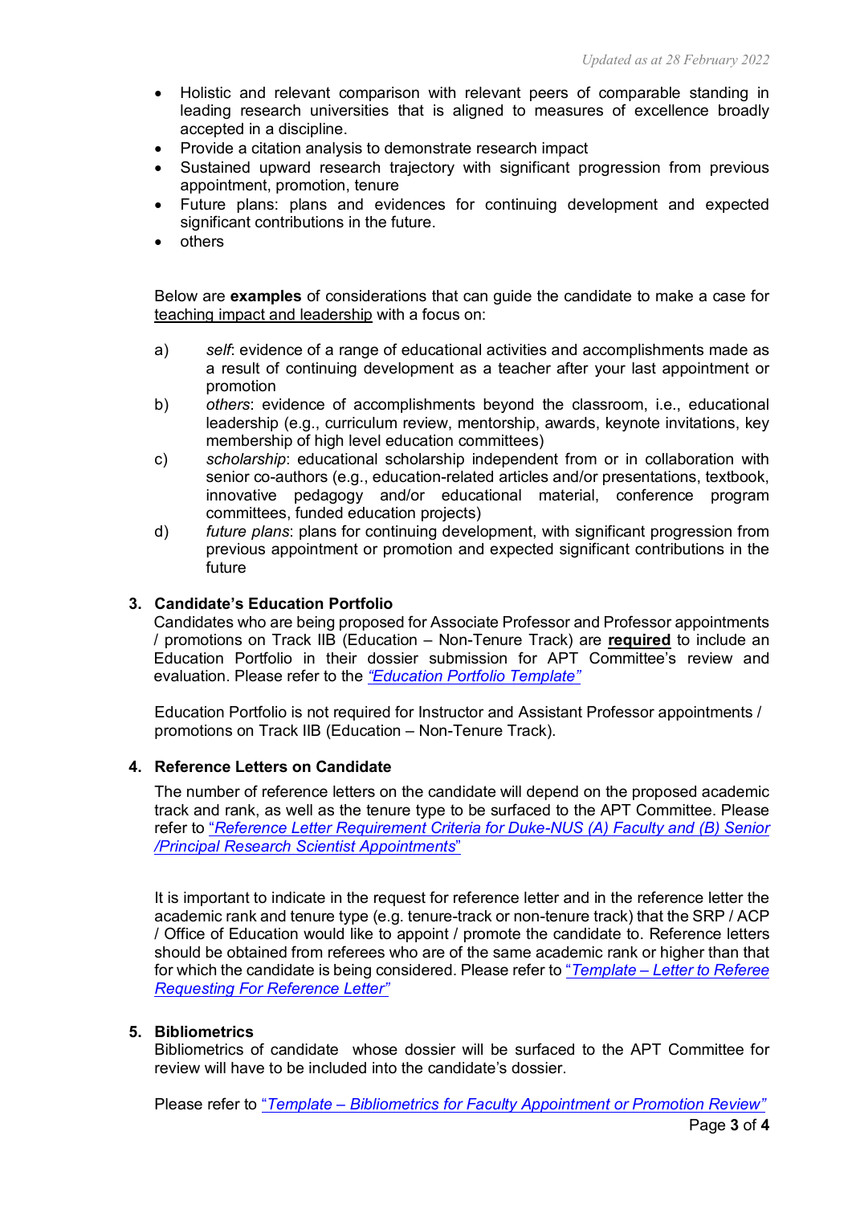- Holistic and relevant comparison with relevant peers of comparable standing in leading research universities that is aligned to measures of excellence broadly accepted in a discipline.
- Provide a citation analysis to demonstrate research impact
- Sustained upward research trajectory with significant progression from previous appointment, promotion, tenure
- Future plans: plans and evidences for continuing development and expected significant contributions in the future.
- others

Below are **examples** of considerations that can guide the candidate to make a case for teaching impact and leadership with a focus on:

a) *self*: evidence of a range of educational activities and accomplishments made as a result of continuing development as a teacher after your last appointment or promotion

b) *others*: evidence of accomplishments beyond the classroom, i.e., educational leadership (e.g., curriculum review, mentorship, awards, keynote invitations, key membership of high level education committees)

c) *scholarship*: educational scholarship independent from or in collaboration with senior co-authors (e.g., education-related articles and/or presentations, textbook, innovative pedagogy and/or educational material, conference program committees, funded education projects)

d) *future plans*: plans for continuing development, with significant progression from previous appointment or promotion and expected significant contributions in the future

### 3. Candidate's Education Portfolio

Candidates who are being proposed for Associate Professor and Professor appointments / promotions on Track IIB (Education – Non-Tenure Track) are **required** to include an Education Portfolio in their dossier submission for APT Committee's review and evaluation. Please refer to the *"Education Portfolio Template"*

Education Portfolio is not required for Instructor and Assistant Professor appointments / promotions on Track IIB (Education – Non-Tenure Track).

### 4. Reference Letters on Candidate

The number of reference letters on the candidate will depend on the proposed academic track and rank, as well as the tenure type to be surfaced to the APT Committee. Please refer to "*Reference Letter Requirement Criteria for Duke-NUS (A) Faculty and (B) Senior /Principal Research Scientist Appointments*"

It is important to indicate in the request for reference letter and in the reference letter the academic rank and tenure type (e.g. tenure-track or non-tenure track) that the SRP / ACP / Office of Education would like to appoint / promote the candidate to. Reference letters should be obtained from referees who are of the same academic rank or higher than that for which the candidate is being considered. Please refer to "*Template – Letter to Referee Requesting For Reference Letter*"

### 5. Bibliometrics

Bibliometrics of candidate whose dossier will be surfaced to the APT Committee for review will have to be included into the candidate's dossier.

Please refer to "*Template – Bibliometrics for Faculty Appointment or Promotion Review*"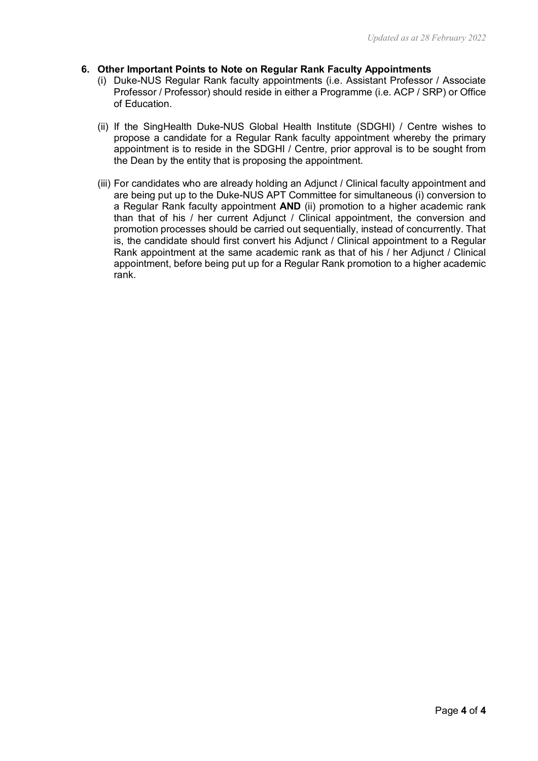## 6. Other Important Points to Note on Regular Rank Faculty Appointments

(i) Duke-NUS Regular Rank faculty appointments (i.e. Assistant Professor / Associate Professor / Professor) should reside in either a Programme (i.e. ACP / SRP) or Office of Education.

(ii) If the SingHealth Duke-NUS Global Health Institute (SDGHI) / Centre wishes to propose a candidate for a Regular Rank faculty appointment whereby the primary appointment is to reside in the SDGHI / Centre, prior approval is to be sought from the Dean by the entity that is proposing the appointment.

(iii) For candidates who are already holding an Adjunct / Clinical faculty appointment and are being put up to the Duke-NUS APT Committee for simultaneous (i) conversion to a Regular Rank faculty appointment **AND** (ii) promotion to a higher academic rank than that of his / her current Adjunct / Clinical appointment, the conversion and promotion processes should be carried out sequentially, instead of concurrently. That is, the candidate should first convert his Adjunct / Clinical appointment to a Regular Rank appointment at the same academic rank as that of his / her Adjunct / Clinical appointment, before being put up for a Regular Rank promotion to a higher academic rank.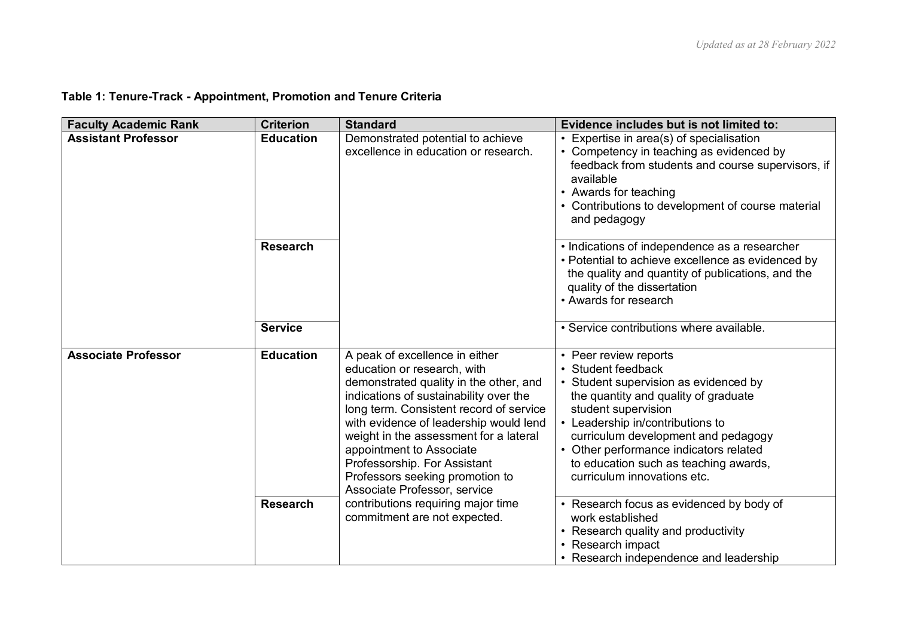*Updated as at 28 February 2022*

**Table 1: Tenure-Track - Appointment, Promotion and Tenure Criteria**

| Faculty Academic Rank | Criterion | Standard | Evidence includes but is not limited to: |
|---|---|---|---|
| **Assistant Professor** | **Education** | Demonstrated potential to achieve excellence in education or research. | • Expertise in area(s) of specialisation<br>• Competency in teaching as evidenced by feedback from students and course supervisors, if available<br>• Awards for teaching<br>• Contributions to development of course material and pedagogy |
| | **Research** | | • Indications of independence as a researcher<br>• Potential to achieve excellence as evidenced by the quality and quantity of publications, and the quality of the dissertation<br>• Awards for research |
| | **Service** | | • Service contributions where available. |
| **Associate Professor** | **Education** | A peak of excellence in either education or research, with demonstrated quality in the other, and indications of sustainability over the long term. Consistent record of service with evidence of leadership would lend weight in the assessment for a lateral appointment to Associate Professorship. For Assistant Professors seeking promotion to Associate Professor, service contributions requiring major time commitment are not expected. | • Peer review reports<br>• Student feedback<br>• Student supervision as evidenced by the quantity and quality of graduate student supervision<br>• Leadership in/contributions to curriculum development and pedagogy<br>• Other performance indicators related to education such as teaching awards, curriculum innovations etc. |
| | **Research** | | • Research focus as evidenced by body of work established<br>• Research quality and productivity<br>• Research impact<br>• Research independence and leadership |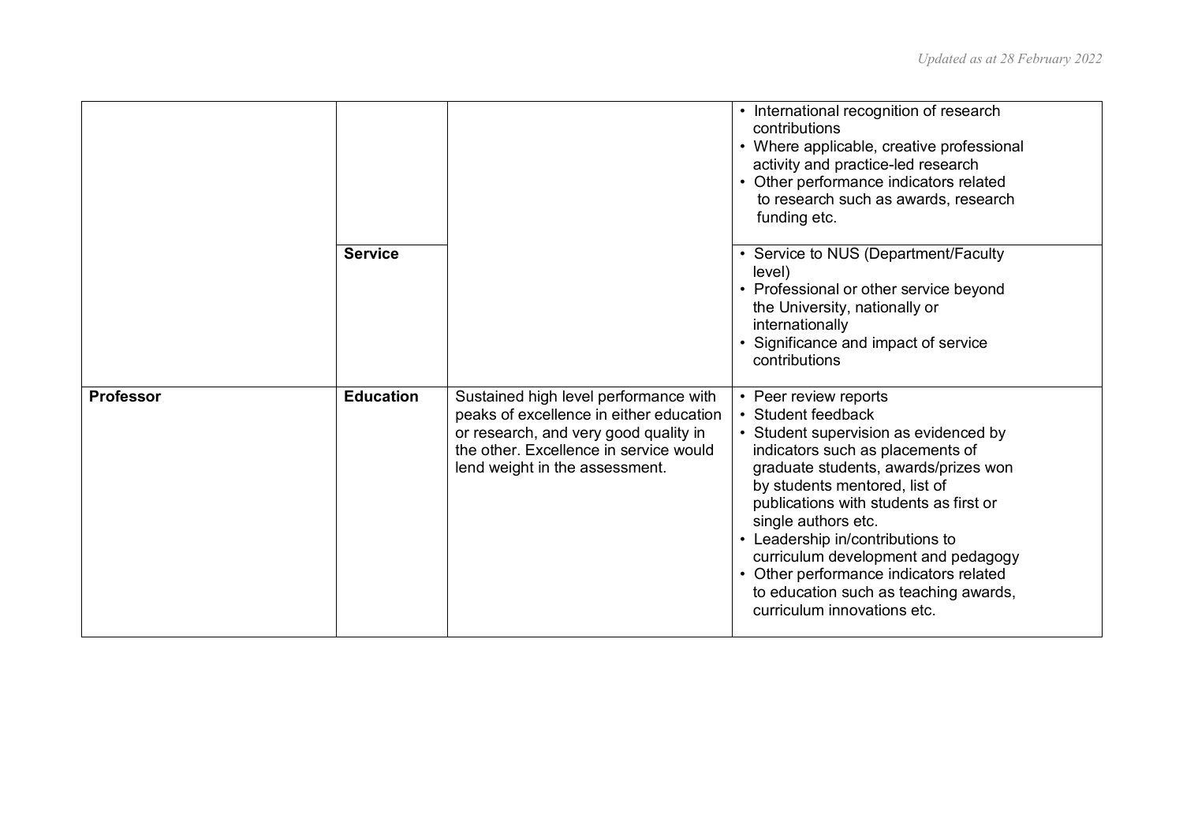| | | | |
|---|---|---|---|
| | | | • International recognition of research contributions<br>• Where applicable, creative professional activity and practice-led research<br>• Other performance indicators related to research such as awards, research funding etc. |
| | **Service** | | • Service to NUS (Department/Faculty level)<br>• Professional or other service beyond the University, nationally or internationally<br>• Significance and impact of service contributions |
| **Professor** | **Education** | Sustained high level performance with peaks of excellence in either education or research, and very good quality in the other. Excellence in service would lend weight in the assessment. | • Peer review reports<br>• Student feedback<br>• Student supervision as evidenced by indicators such as placements of graduate students, awards/prizes won by students mentored, list of publications with students as first or single authors etc.<br>• Leadership in/contributions to curriculum development and pedagogy<br>• Other performance indicators related to education such as teaching awards, curriculum innovations etc. |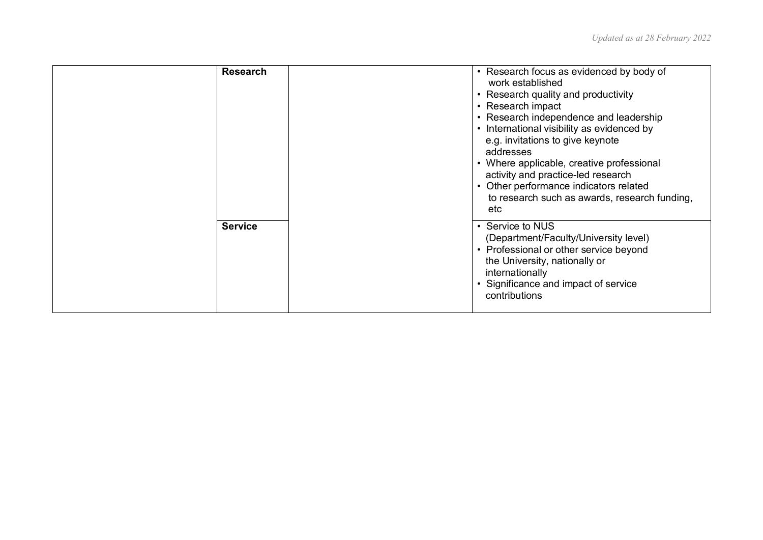| | | | |
|---|---|---|---|
| | **Research** | | • Research focus as evidenced by body of work established<br>• Research quality and productivity<br>• Research impact<br>• Research independence and leadership<br>• International visibility as evidenced by e.g. invitations to give keynote addresses<br>• Where applicable, creative professional activity and practice-led research<br>• Other performance indicators related to research such as awards, research funding, etc |
| | **Service** | | • Service to NUS (Department/Faculty/University level)<br>• Professional or other service beyond the University, nationally or internationally<br>• Significance and impact of service contributions |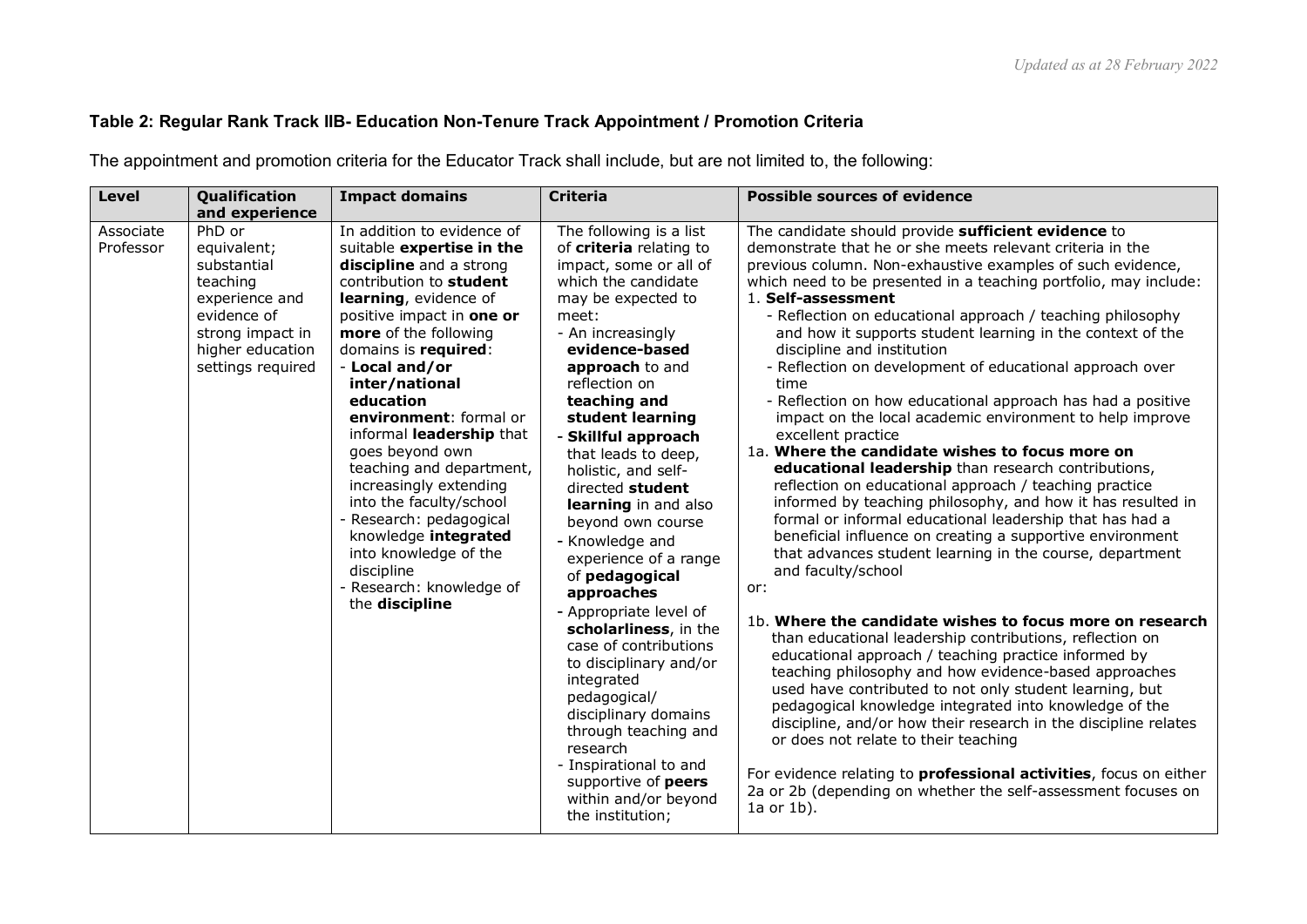**Table 2: Regular Rank Track IIB- Education Non-Tenure Track Appointment / Promotion Criteria**

The appointment and promotion criteria for the Educator Track shall include, but are not limited to, the following:

| Level | Qualification and experience | Impact domains | Criteria | Possible sources of evidence |
|---|---|---|---|---|
| Associate Professor | PhD or equivalent; substantial teaching experience and evidence of strong impact in higher education settings required | In addition to evidence of suitable **expertise in the discipline** and a strong contribution to **student learning**, evidence of positive impact in **one or more** of the following domains is **required**:<br>- **Local and/or inter/national education environment**: formal or informal **leadership** that goes beyond own teaching and department, increasingly extending into the faculty/school<br>- Research: pedagogical knowledge **integrated** into knowledge of the discipline<br>- Research: knowledge of the **discipline** | The following is a list of **criteria** relating to impact, some or all of which the candidate may be expected to meet:<br>- An increasingly **evidence-based approach** to and reflection on **teaching and student learning**<br>- **Skillful approach** that leads to deep, holistic, and self-directed **student learning** in and also beyond own course<br>- Knowledge and experience of a range of **pedagogical approaches**<br>- Appropriate level of **scholarliness**, in the case of contributions to disciplinary and/or integrated pedagogical/ disciplinary domains through teaching and research<br>- Inspirational to and supportive of **peers** within and/or beyond the institution; | The candidate should provide **sufficient evidence** to demonstrate that he or she meets relevant criteria in the previous column. Non-exhaustive examples of such evidence, which need to be presented in a teaching portfolio, may include:<br>1. **Self-assessment**<br>- Reflection on educational approach / teaching philosophy and how it supports student learning in the context of the discipline and institution<br>- Reflection on development of educational approach over time<br>- Reflection on how educational approach has had a positive impact on the local academic environment to help improve excellent practice<br>1a. **Where the candidate wishes to focus more on educational leadership** than research contributions, reflection on educational approach / teaching practice informed by teaching philosophy, and how it has resulted in formal or informal educational leadership that has had a beneficial influence on creating a supportive environment that advances student learning in the course, department and faculty/school<br>or:<br>1b. **Where the candidate wishes to focus more on research** than educational leadership contributions, reflection on educational approach / teaching practice informed by teaching philosophy and how evidence-based approaches used have contributed to not only student learning, but pedagogical knowledge integrated into knowledge of the discipline, and/or how their research in the discipline relates or does not relate to their teaching<br><br>For evidence relating to **professional activities**, focus on either 2a or 2b (depending on whether the self-assessment focuses on 1a or 1b). |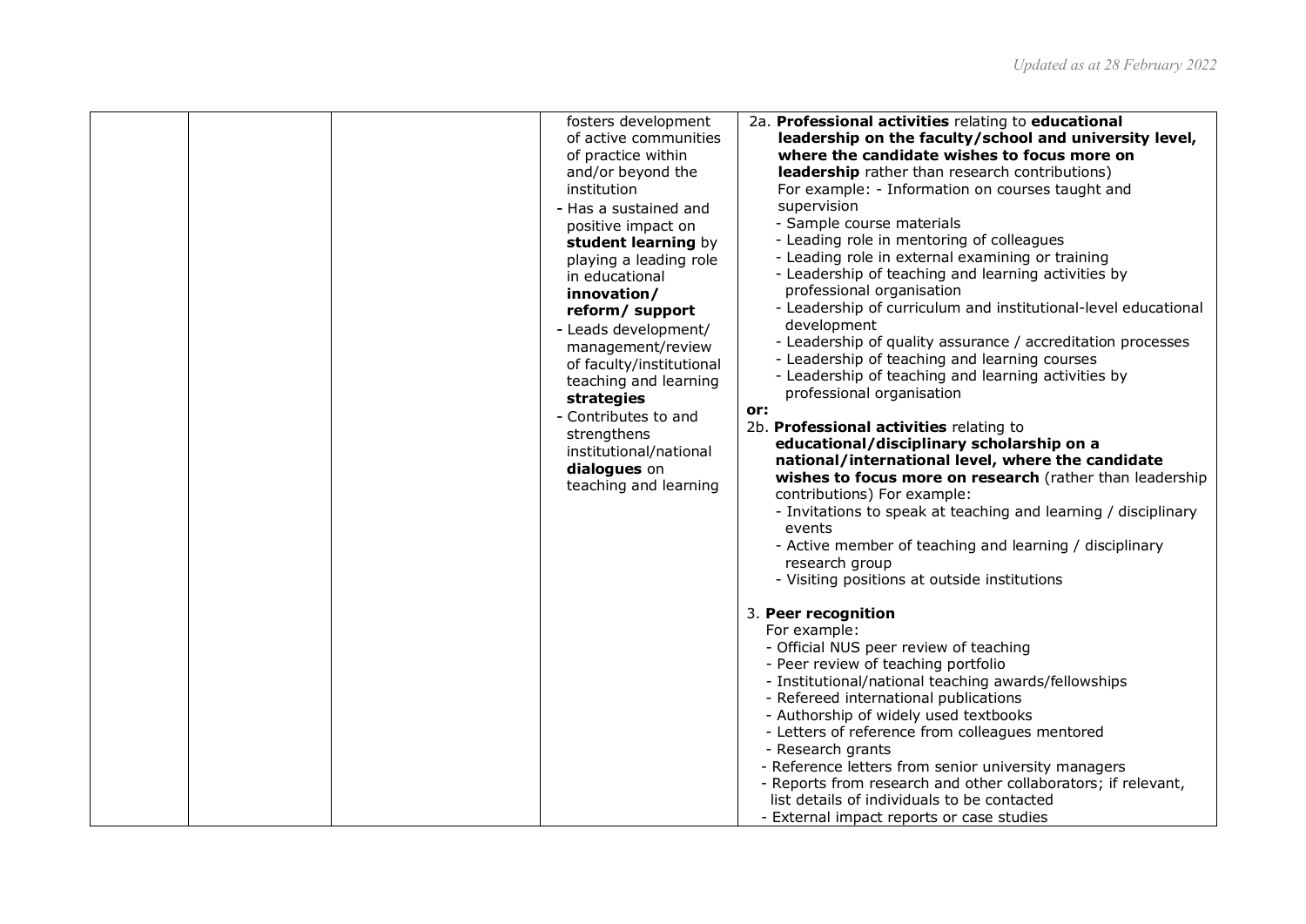| | | | fosters development of active communities of practice within and/or beyond the institution<br>- Has a sustained and positive impact on **student learning** by playing a leading role in educational **innovation/ reform/ support**<br>- Leads development/ management/review of faculty/institutional teaching and learning **strategies**<br>- Contributes to and strengthens institutional/national **dialogues** on teaching and learning | 2a. **Professional activities** relating to **educational leadership on the faculty/school and university level, where the candidate wishes to focus more on leadership** rather than research contributions)<br>For example: - Information on courses taught and supervision<br>- Sample course materials<br>- Leading role in mentoring of colleagues<br>- Leading role in external examining or training<br>- Leadership of teaching and learning activities by professional organisation<br>- Leadership of curriculum and institutional-level educational development<br>- Leadership of quality assurance / accreditation processes<br>- Leadership of teaching and learning courses<br>- Leadership of teaching and learning activities by professional organisation<br>**or:**<br>2b. **Professional activities** relating to **educational/disciplinary scholarship on a national/international level, where the candidate wishes to focus more on research** (rather than leadership contributions) For example:<br>- Invitations to speak at teaching and learning / disciplinary events<br>- Active member of teaching and learning / disciplinary research group<br>- Visiting positions at outside institutions<br><br>3. **Peer recognition**<br>For example:<br>- Official NUS peer review of teaching<br>- Peer review of teaching portfolio<br>- Institutional/national teaching awards/fellowships<br>- Refereed international publications<br>- Authorship of widely used textbooks<br>- Letters of reference from colleagues mentored<br>- Research grants<br>- Reference letters from senior university managers<br>- Reports from research and other collaborators; if relevant, list details of individuals to be contacted<br>- External impact reports or case studies |
|---|---|---|---|---|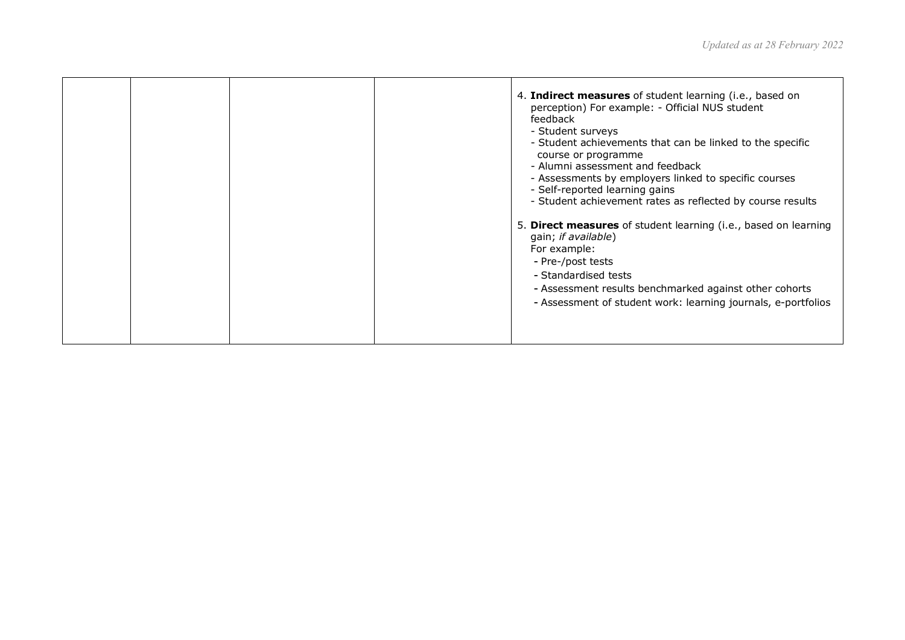| | | | | |
|---|---|---|---|---|
| | | | | 4. **Indirect measures** of student learning (i.e., based on perception) For example: - Official NUS student feedback<br>- Student surveys<br>- Student achievements that can be linked to the specific course or programme<br>- Alumni assessment and feedback<br>- Assessments by employers linked to specific courses<br>- Self-reported learning gains<br>- Student achievement rates as reflected by course results<br><br>5. **Direct measures** of student learning (i.e., based on learning gain; *if available*)<br>For example:<br>- Pre-/post tests<br>- Standardised tests<br>- Assessment results benchmarked against other cohorts<br>- Assessment of student work: learning journals, e-portfolios |